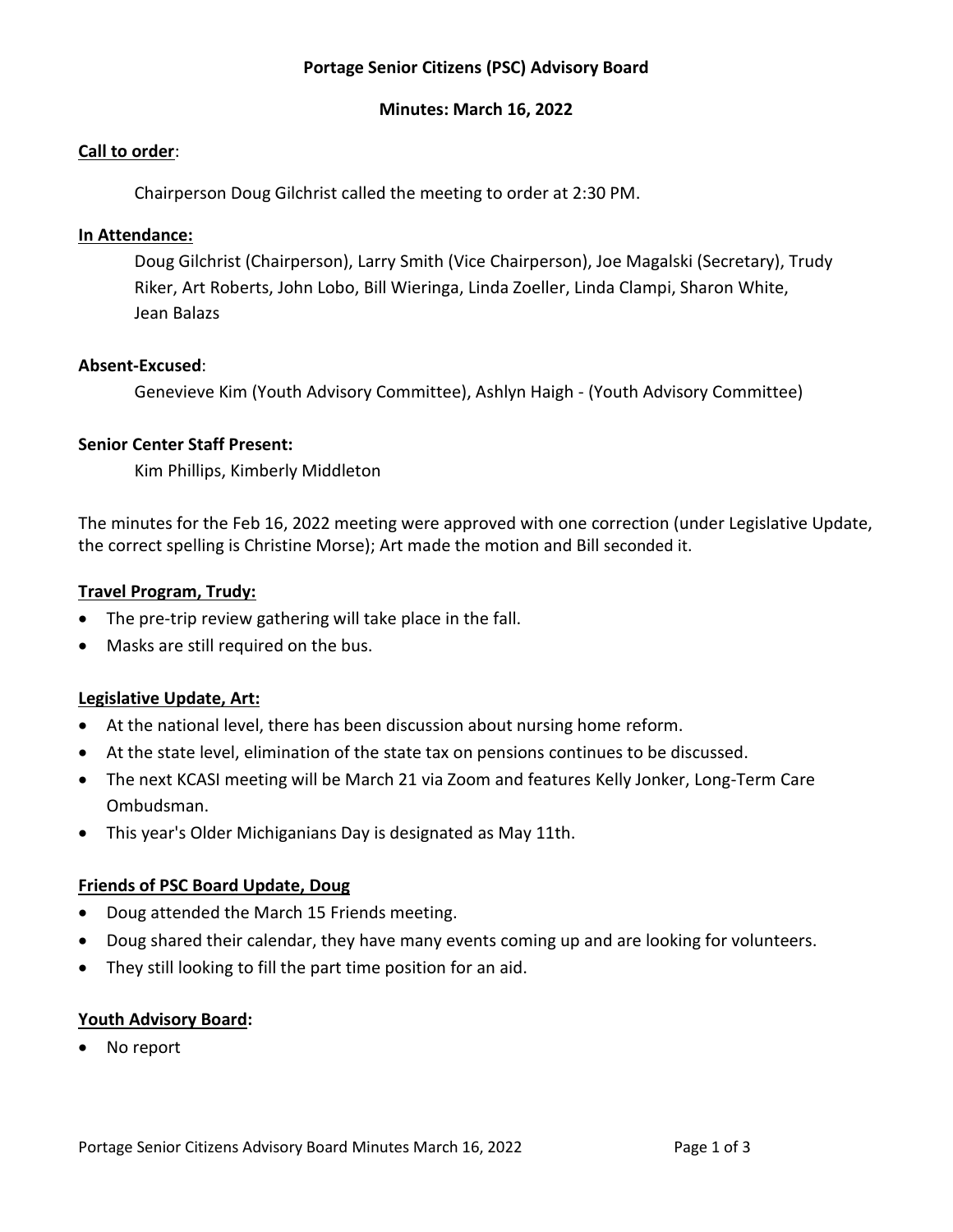# Portage Senior Citizens (PSC) Advisory Board

## Minutes: March 16, 2022

**Call to order**:

Chairperson Doug Gilchrist called the meeting to order at 2:30 PM.

**In Attendance:**

Doug Gilchrist (Chairperson), Larry Smith (Vice Chairperson), Joe Magalski (Secretary), Trudy Riker, Art Roberts, John Lobo, Bill Wieringa, Linda Zoeller, Linda Clampi, Sharon White, Jean Balazs

**Absent-Excused**:

Genevieve Kim (Youth Advisory Committee), Ashlyn Haigh - (Youth Advisory Committee)

**Senior Center Staff Present:**

Kim Phillips, Kimberly Middleton

The minutes for the Feb 16, 2022 meeting were approved with one correction (under Legislative Update, the correct spelling is Christine Morse); Art made the motion and Bill seconded it.

**Travel Program, Trudy:**

- The pre-trip review gathering will take place in the fall.
- Masks are still required on the bus.

**Legislative Update, Art:**

- At the national level, there has been discussion about nursing home reform.
- At the state level, elimination of the state tax on pensions continues to be discussed.
- The next KCASI meeting will be March 21 via Zoom and features Kelly Jonker, Long-Term Care Ombudsman.
- This year's Older Michiganians Day is designated as May 11th.

**Friends of PSC Board Update, Doug**

- Doug attended the March 15 Friends meeting.
- Doug shared their calendar, they have many events coming up and are looking for volunteers.
- They still looking to fill the part time position for an aid.

**Youth Advisory Board:**

- No report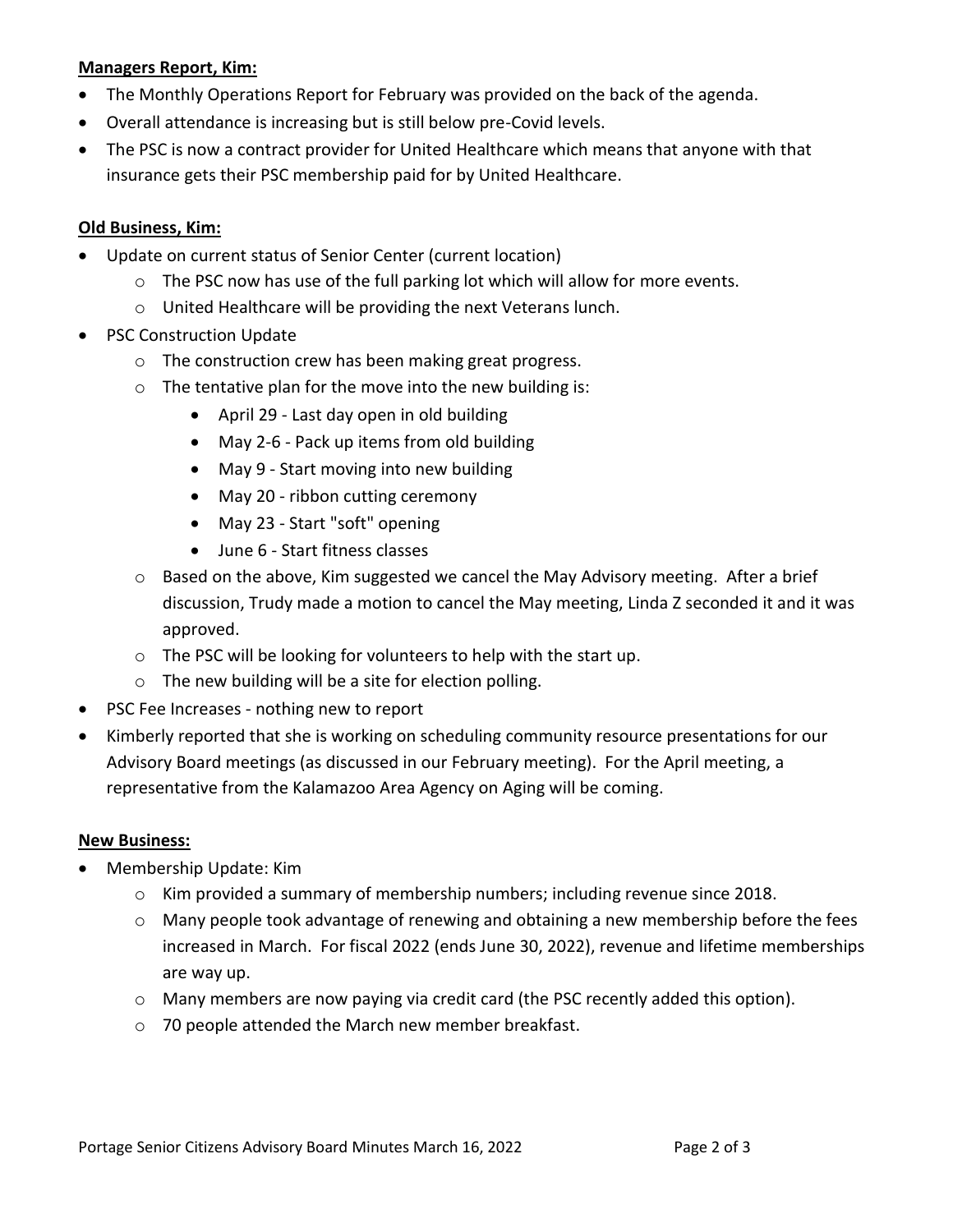**Managers Report, Kim:**

- The Monthly Operations Report for February was provided on the back of the agenda.
- Overall attendance is increasing but is still below pre-Covid levels.
- The PSC is now a contract provider for United Healthcare which means that anyone with that insurance gets their PSC membership paid for by United Healthcare.

**Old Business, Kim:**

- Update on current status of Senior Center (current location)
    - The PSC now has use of the full parking lot which will allow for more events.
    - United Healthcare will be providing the next Veterans lunch.
- PSC Construction Update
    - The construction crew has been making great progress.
    - The tentative plan for the move into the new building is:
        - April 29 - Last day open in old building
        - May 2-6 - Pack up items from old building
        - May 9 - Start moving into new building
        - May 20 - ribbon cutting ceremony
        - May 23 - Start "soft" opening
        - June 6 - Start fitness classes
    - Based on the above, Kim suggested we cancel the May Advisory meeting. After a brief discussion, Trudy made a motion to cancel the May meeting, Linda Z seconded it and it was approved.
    - The PSC will be looking for volunteers to help with the start up.
    - The new building will be a site for election polling.
- PSC Fee Increases - nothing new to report
- Kimberly reported that she is working on scheduling community resource presentations for our Advisory Board meetings (as discussed in our February meeting). For the April meeting, a representative from the Kalamazoo Area Agency on Aging will be coming.

**New Business:**

- Membership Update: Kim
    - Kim provided a summary of membership numbers; including revenue since 2018.
    - Many people took advantage of renewing and obtaining a new membership before the fees increased in March. For fiscal 2022 (ends June 30, 2022), revenue and lifetime memberships are way up.
    - Many members are now paying via credit card (the PSC recently added this option).
    - 70 people attended the March new member breakfast.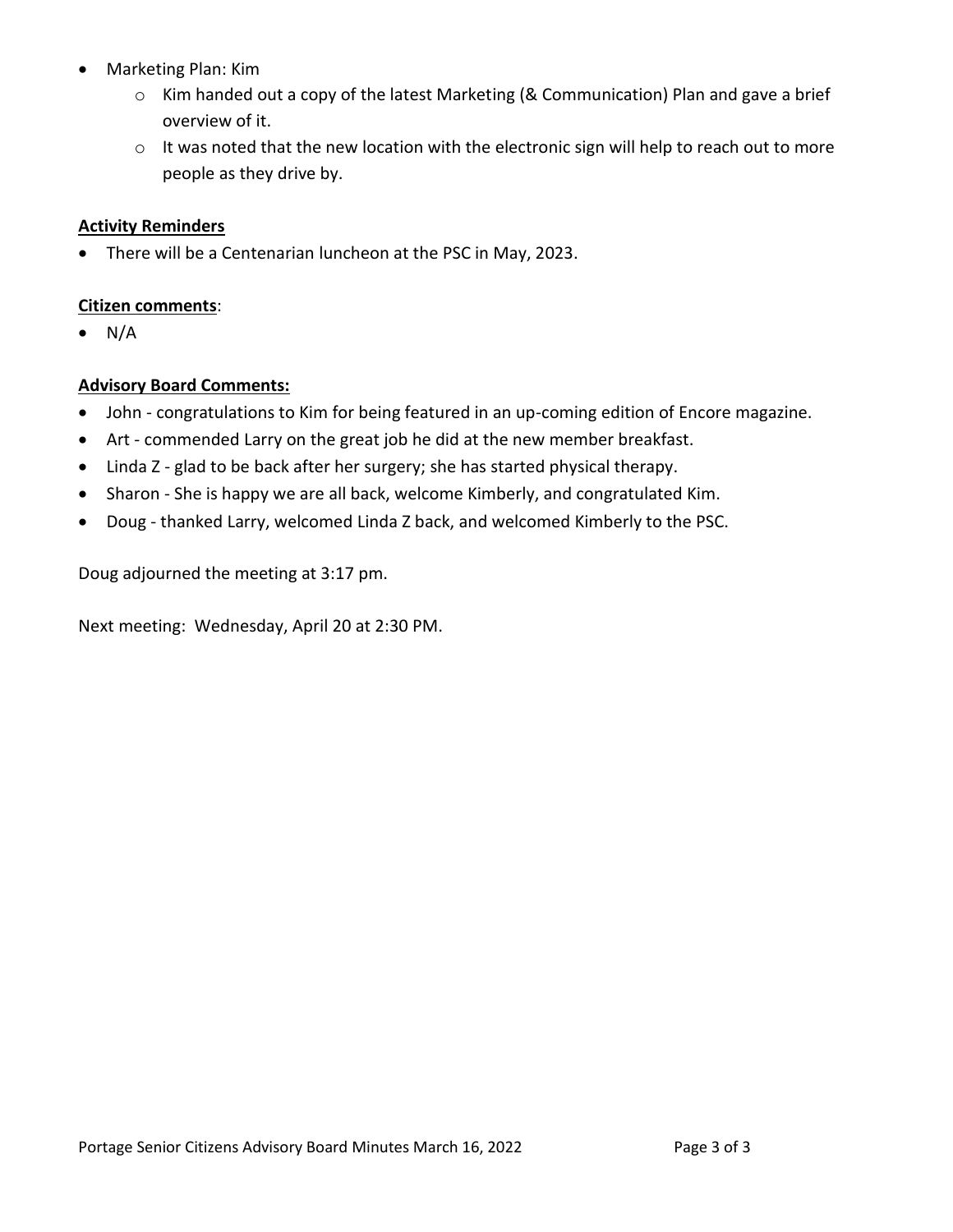- Marketing Plan: Kim
  - Kim handed out a copy of the latest Marketing (& Communication) Plan and gave a brief overview of it.
  - It was noted that the new location with the electronic sign will help to reach out to more people as they drive by.

**Activity Reminders**

- There will be a Centenarian luncheon at the PSC in May, 2023.

**Citizen comments**:

- N/A

**Advisory Board Comments:**

- John - congratulations to Kim for being featured in an up-coming edition of Encore magazine.
- Art - commended Larry on the great job he did at the new member breakfast.
- Linda Z - glad to be back after her surgery; she has started physical therapy.
- Sharon - She is happy we are all back, welcome Kimberly, and congratulated Kim.
- Doug - thanked Larry, welcomed Linda Z back, and welcomed Kimberly to the PSC.

Doug adjourned the meeting at 3:17 pm.

Next meeting: Wednesday, April 20 at 2:30 PM.